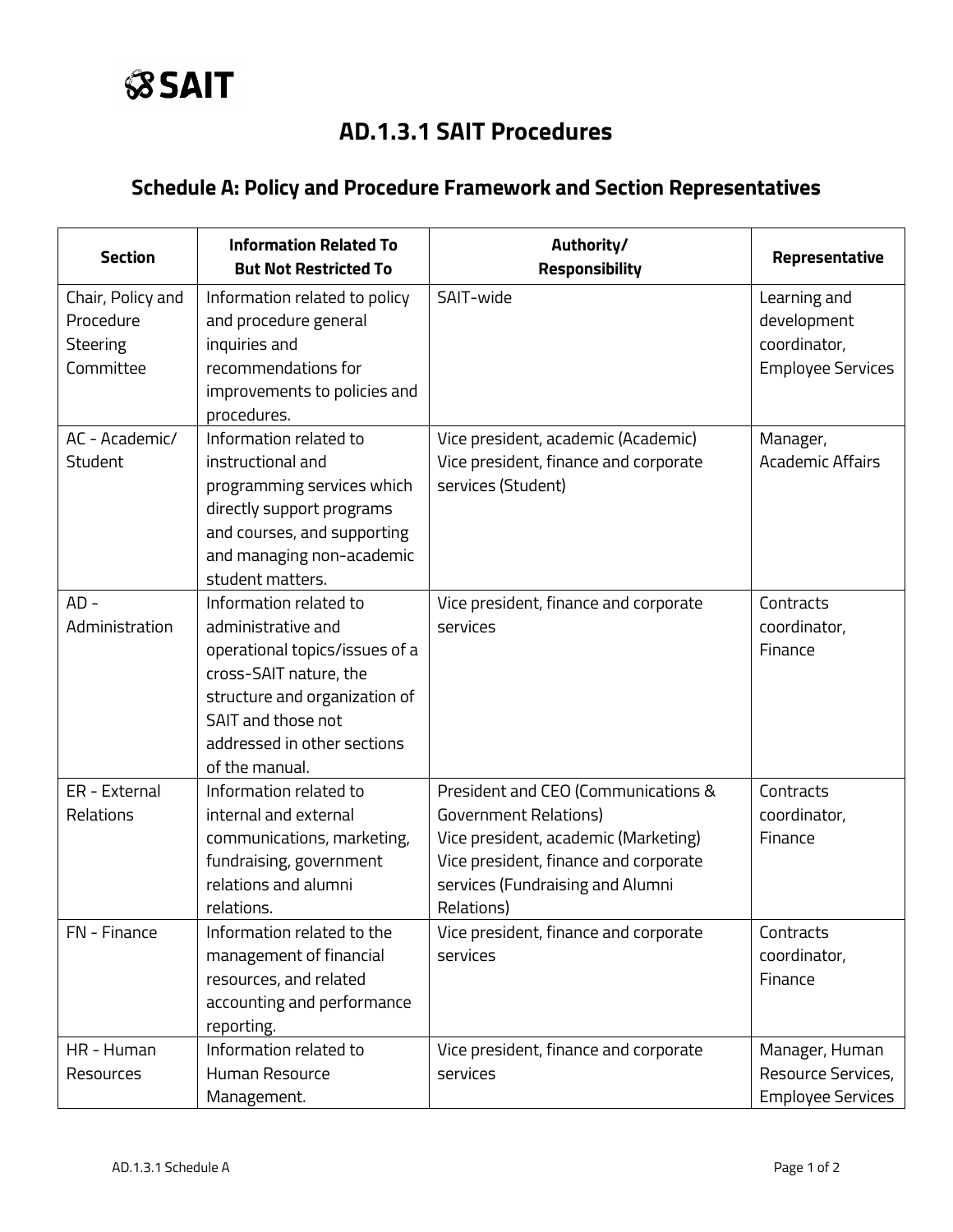# AD.1.3.1 SAIT Procedures

## Schedule A: Policy and Procedure Framework and Section Representatives

| Section | Information Related To But Not Restricted To | Authority/ Responsibility | Representative |
|---|---|---|---|
| Chair, Policy and Procedure Steering Committee | Information related to policy and procedure general inquiries and recommendations for improvements to policies and procedures. | SAIT-wide | Learning and development coordinator, Employee Services |
| AC - Academic/ Student | Information related to instructional and programming services which directly support programs and courses, and supporting and managing non-academic student matters. | Vice president, academic (Academic)<br>Vice president, finance and corporate services (Student) | Manager, Academic Affairs |
| AD - Administration | Information related to administrative and operational topics/issues of a cross-SAIT nature, the structure and organization of SAIT and those not addressed in other sections of the manual. | Vice president, finance and corporate services | Contracts coordinator, Finance |
| ER - External Relations | Information related to internal and external communications, marketing, fundraising, government relations and alumni relations. | President and CEO (Communications & Government Relations)<br>Vice president, academic (Marketing)<br>Vice president, finance and corporate services (Fundraising and Alumni Relations) | Contracts coordinator, Finance |
| FN - Finance | Information related to the management of financial resources, and related accounting and performance reporting. | Vice president, finance and corporate services | Contracts coordinator, Finance |
| HR - Human Resources | Information related to Human Resource Management. | Vice president, finance and corporate services | Manager, Human Resource Services, Employee Services |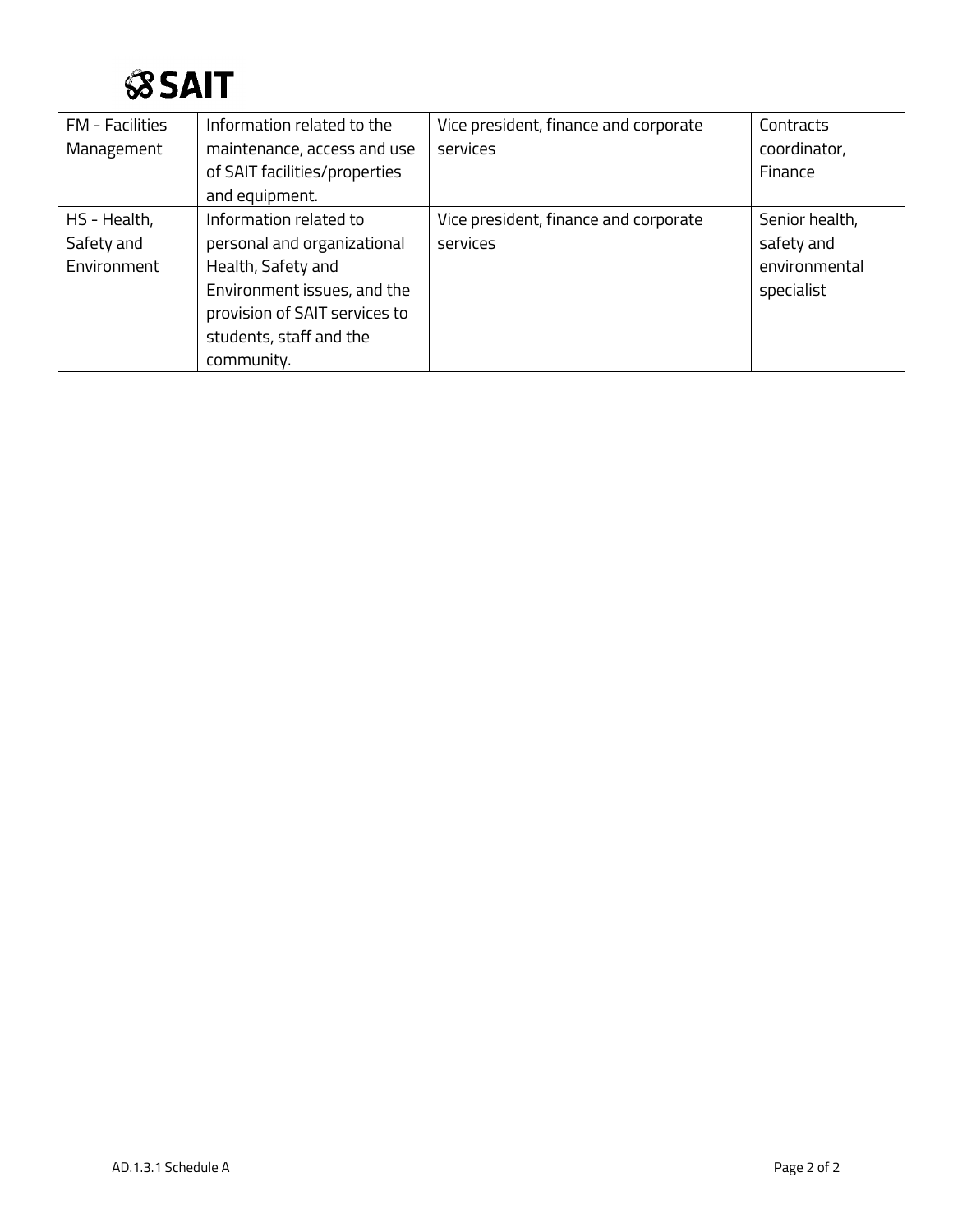| | | | |
|---|---|---|---|
| FM - Facilities Management | Information related to the maintenance, access and use of SAIT facilities/properties and equipment. | Vice president, finance and corporate services | Contracts coordinator, Finance |
| HS - Health, Safety and Environment | Information related to personal and organizational Health, Safety and Environment issues, and the provision of SAIT services to students, staff and the community. | Vice president, finance and corporate services | Senior health, safety and environmental specialist |